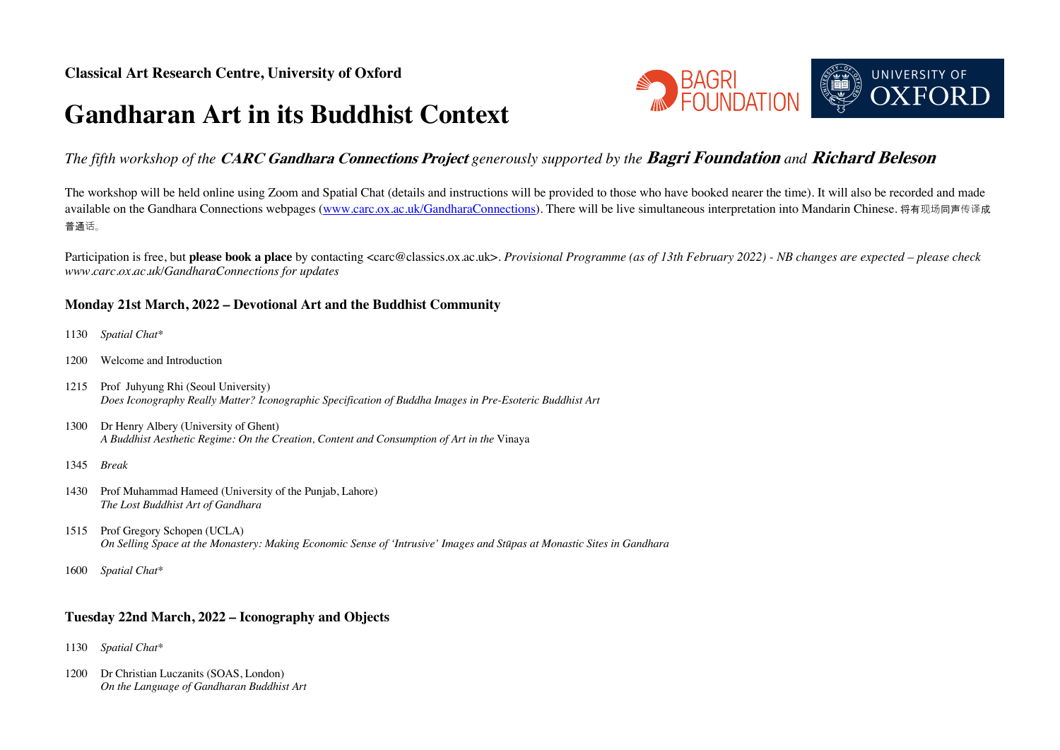**Classical Art Research Centre, University of Oxford**

# Gandharan Art in its Buddhist Context

*The fifth workshop of the **CARC Gandhara Connections Project** generously supported by the **Bagri Foundation** and **Richard Beleson***

The workshop will be held online using Zoom and Spatial Chat (details and instructions will be provided to those who have booked nearer the time). It will also be recorded and made available on the Gandhara Connections webpages (www.carc.ox.ac.uk/GandharaConnections). There will be live simultaneous interpretation into Mandarin Chinese. 将有现场同声传译成普通话。

Participation is free, but **please book a place** by contacting <carc@classics.ox.ac.uk>. *Provisional Programme (as of 13th February 2022) - NB changes are expected – please check www.carc.ox.ac.uk/GandharaConnections for updates*

### Monday 21st March, 2022 – Devotional Art and the Buddhist Community

1130 *Spatial Chat**

1200 Welcome and Introduction

1215 Prof Juhyung Rhi (Seoul University)
*Does Iconography Really Matter? Iconographic Specification of Buddha Images in Pre-Esoteric Buddhist Art*

1300 Dr Henry Albery (University of Ghent)
*A Buddhist Aesthetic Regime: On the Creation, Content and Consumption of Art in the* Vinaya

1345 *Break*

1430 Prof Muhammad Hameed (University of the Punjab, Lahore)
*The Lost Buddhist Art of Gandhara*

1515 Prof Gregory Schopen (UCLA)
*On Selling Space at the Monastery: Making Economic Sense of 'Intrusive' Images and Stūpas at Monastic Sites in Gandhara*

1600 *Spatial Chat**

### Tuesday 22nd March, 2022 – Iconography and Objects

1130 *Spatial Chat**

1200 Dr Christian Luczanits (SOAS, London)
*On the Language of Gandharan Buddhist Art*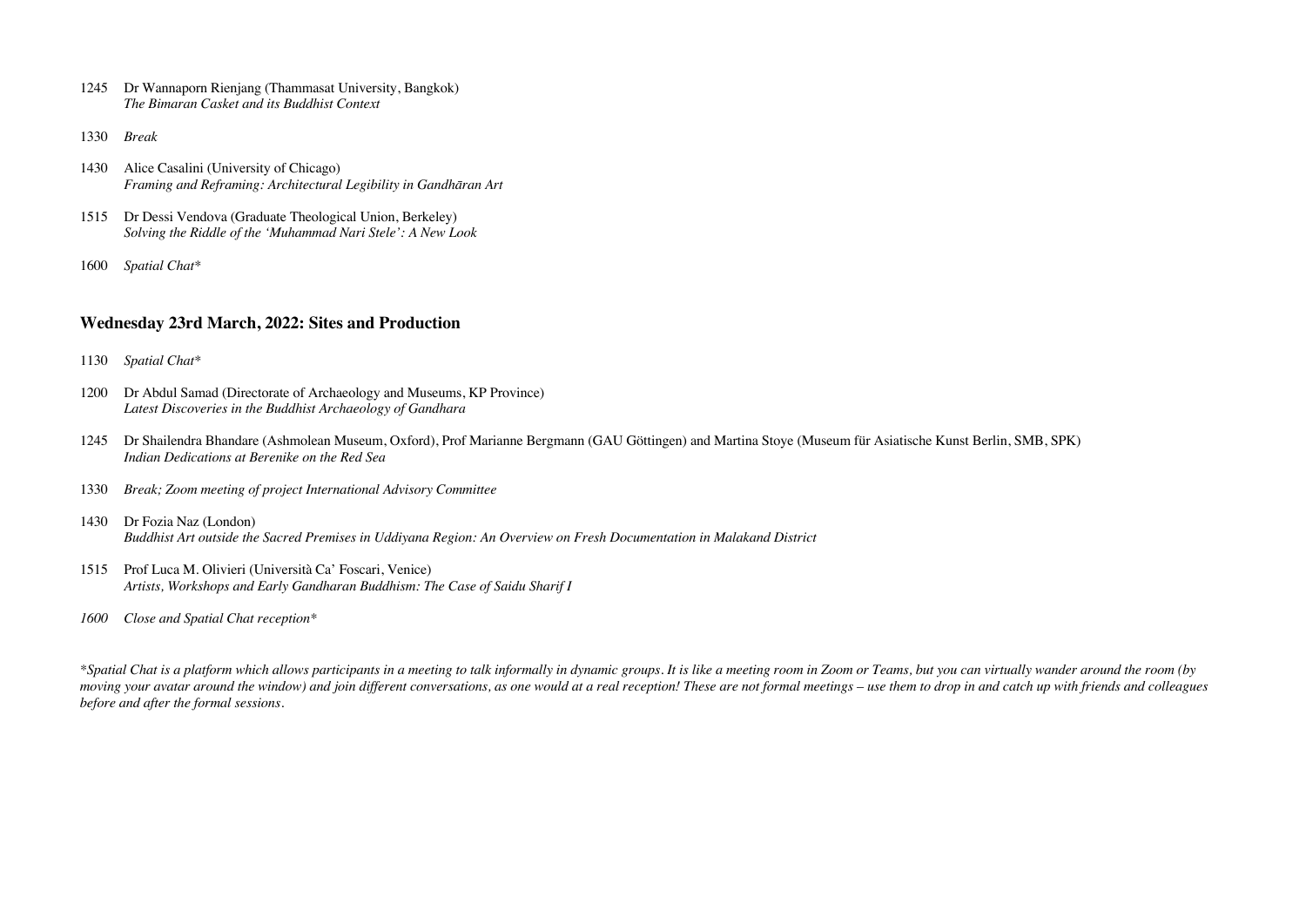1245 Dr Wannaporn Rienjang (Thammasat University, Bangkok)
*The Bimaran Casket and its Buddhist Context*

1330 *Break*

1430 Alice Casalini (University of Chicago)
*Framing and Reframing: Architectural Legibility in Gandhāran Art*

1515 Dr Dessi Vendova (Graduate Theological Union, Berkeley)
*Solving the Riddle of the 'Muhammad Nari Stele': A New Look*

1600 *Spatial Chat**

## Wednesday 23rd March, 2022: Sites and Production

1130 *Spatial Chat**

1200 Dr Abdul Samad (Directorate of Archaeology and Museums, KP Province)
*Latest Discoveries in the Buddhist Archaeology of Gandhara*

1245 Dr Shailendra Bhandare (Ashmolean Museum, Oxford), Prof Marianne Bergmann (GAU Göttingen) and Martina Stoye (Museum für Asiatische Kunst Berlin, SMB, SPK)
*Indian Dedications at Berenike on the Red Sea*

1330 *Break; Zoom meeting of project International Advisory Committee*

1430 Dr Fozia Naz (London)
*Buddhist Art outside the Sacred Premises in Uddiyana Region: An Overview on Fresh Documentation in Malakand District*

1515 Prof Luca M. Olivieri (Università Ca' Foscari, Venice)
*Artists, Workshops and Early Gandharan Buddhism: The Case of Saidu Sharif I*

*1600 Close and Spatial Chat reception**

**Spatial Chat is a platform which allows participants in a meeting to talk informally in dynamic groups. It is like a meeting room in Zoom or Teams, but you can virtually wander around the room (by moving your avatar around the window) and join different conversations, as one would at a real reception! These are not formal meetings – use them to drop in and catch up with friends and colleagues before and after the formal sessions.*